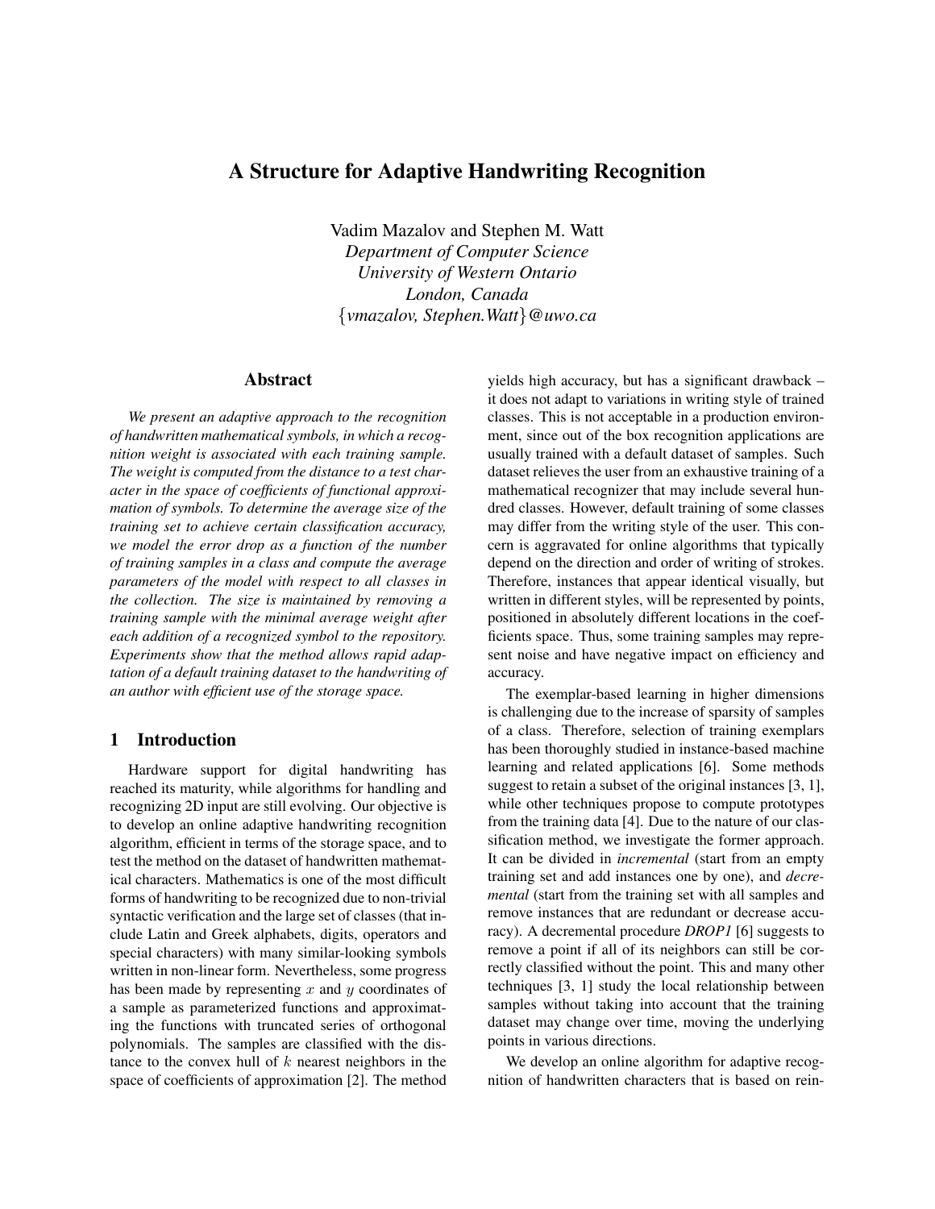# A Structure for Adaptive Handwriting Recognition

Vadim Mazalov and Stephen M. Watt
*Department of Computer Science*
*University of Western Ontario*
*London, Canada*
{*vmazalov, Stephen.Watt*}*@uwo.ca*

## Abstract

*We present an adaptive approach to the recognition of handwritten mathematical symbols, in which a recognition weight is associated with each training sample. The weight is computed from the distance to a test character in the space of coefficients of functional approximation of symbols. To determine the average size of the training set to achieve certain classification accuracy, we model the error drop as a function of the number of training samples in a class and compute the average parameters of the model with respect to all classes in the collection. The size is maintained by removing a training sample with the minimal average weight after each addition of a recognized symbol to the repository. Experiments show that the method allows rapid adaptation of a default training dataset to the handwriting of an author with efficient use of the storage space.*

## 1 Introduction

Hardware support for digital handwriting has reached its maturity, while algorithms for handling and recognizing 2D input are still evolving. Our objective is to develop an online adaptive handwriting recognition algorithm, efficient in terms of the storage space, and to test the method on the dataset of handwritten mathematical characters. Mathematics is one of the most difficult forms of handwriting to be recognized due to non-trivial syntactic verification and the large set of classes (that include Latin and Greek alphabets, digits, operators and special characters) with many similar-looking symbols written in non-linear form. Nevertheless, some progress has been made by representing $x$ and $y$ coordinates of a sample as parameterized functions and approximating the functions with truncated series of orthogonal polynomials. The samples are classified with the distance to the convex hull of $k$ nearest neighbors in the space of coefficients of approximation [2]. The method yields high accuracy, but has a significant drawback – it does not adapt to variations in writing style of trained classes. This is not acceptable in a production environment, since out of the box recognition applications are usually trained with a default dataset of samples. Such dataset relieves the user from an exhaustive training of a mathematical recognizer that may include several hundred classes. However, default training of some classes may differ from the writing style of the user. This concern is aggravated for online algorithms that typically depend on the direction and order of writing of strokes. Therefore, instances that appear identical visually, but written in different styles, will be represented by points, positioned in absolutely different locations in the coefficients space. Thus, some training samples may represent noise and have negative impact on efficiency and accuracy.

The exemplar-based learning in higher dimensions is challenging due to the increase of sparsity of samples of a class. Therefore, selection of training exemplars has been thoroughly studied in instance-based machine learning and related applications [6]. Some methods suggest to retain a subset of the original instances [3, 1], while other techniques propose to compute prototypes from the training data [4]. Due to the nature of our classification method, we investigate the former approach. It can be divided in *incremental* (start from an empty training set and add instances one by one), and *decremental* (start from the training set with all samples and remove instances that are redundant or decrease accuracy). A decremental procedure ***DROP1*** [6] suggests to remove a point if all of its neighbors can still be correctly classified without the point. This and many other techniques [3, 1] study the local relationship between samples without taking into account that the training dataset may change over time, moving the underlying points in various directions.

We develop an online algorithm for adaptive recognition of handwritten characters that is based on rein-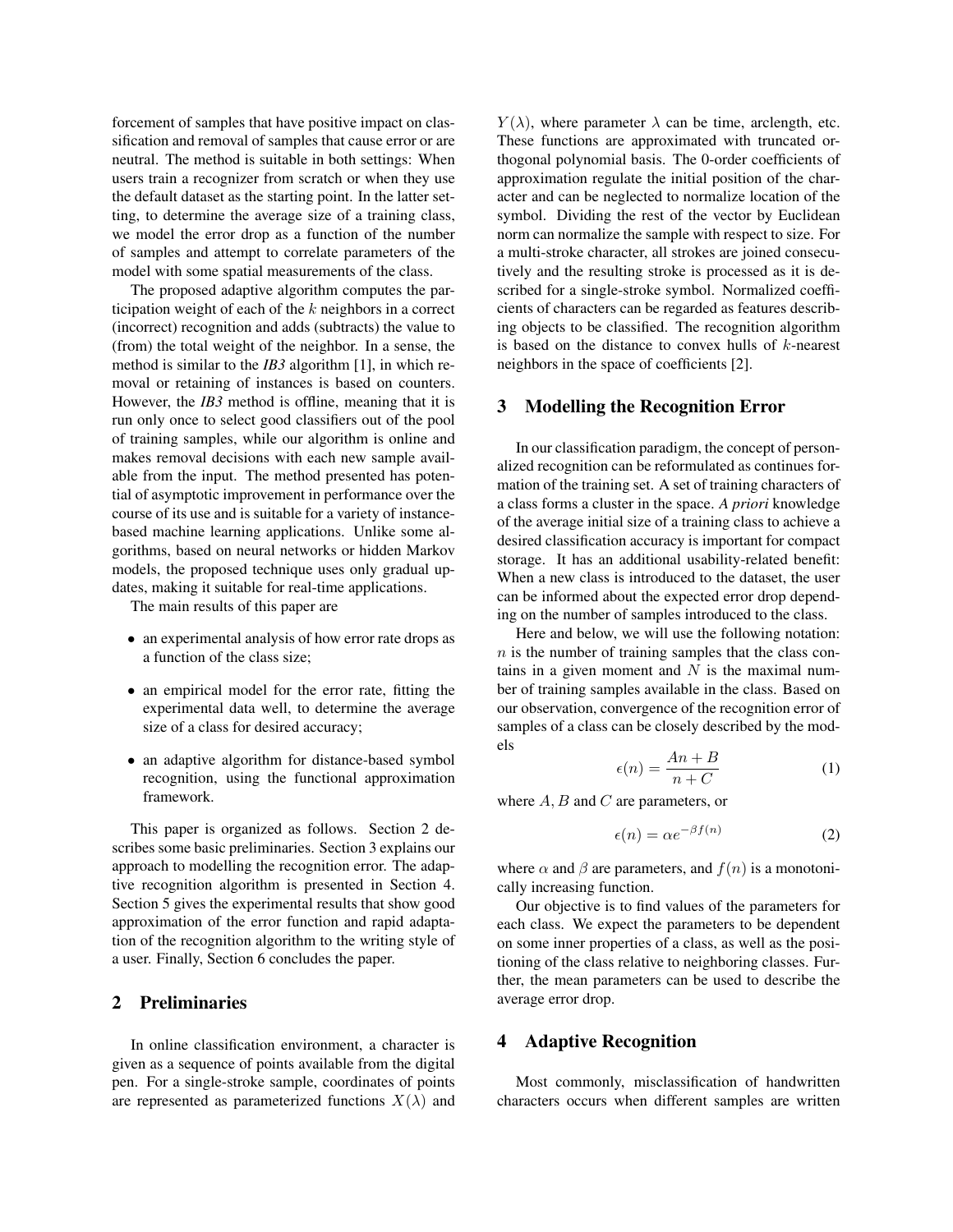forcement of samples that have positive impact on classification and removal of samples that cause error or are neutral. The method is suitable in both settings: When users train a recognizer from scratch or when they use the default dataset as the starting point. In the latter setting, to determine the average size of a training class, we model the error drop as a function of the number of samples and attempt to correlate parameters of the model with some spatial measurements of the class.

The proposed adaptive algorithm computes the participation weight of each of the $k$ neighbors in a correct (incorrect) recognition and adds (subtracts) the value to (from) the total weight of the neighbor. In a sense, the method is similar to the ***IB3*** algorithm [1], in which removal or retaining of instances is based on counters. However, the ***IB3*** method is offline, meaning that it is run only once to select good classifiers out of the pool of training samples, while our algorithm is online and makes removal decisions with each new sample available from the input. The method presented has potential of asymptotic improvement in performance over the course of its use and is suitable for a variety of instance-based machine learning applications. Unlike some algorithms, based on neural networks or hidden Markov models, the proposed technique uses only gradual updates, making it suitable for real-time applications.

The main results of this paper are

- an experimental analysis of how error rate drops as a function of the class size;
- an empirical model for the error rate, fitting the experimental data well, to determine the average size of a class for desired accuracy;
- an adaptive algorithm for distance-based symbol recognition, using the functional approximation framework.

This paper is organized as follows. Section 2 describes some basic preliminaries. Section 3 explains our approach to modelling the recognition error. The adaptive recognition algorithm is presented in Section 4. Section 5 gives the experimental results that show good approximation of the error function and rapid adaptation of the recognition algorithm to the writing style of a user. Finally, Section 6 concludes the paper.

## 2 Preliminaries

In online classification environment, a character is given as a sequence of points available from the digital pen. For a single-stroke sample, coordinates of points are represented as parameterized functions $X(\lambda)$ and $Y(\lambda)$, where parameter $\lambda$ can be time, arclength, etc. These functions are approximated with truncated orthogonal polynomial basis. The 0-order coefficients of approximation regulate the initial position of the character and can be neglected to normalize location of the symbol. Dividing the rest of the vector by Euclidean norm can normalize the sample with respect to size. For a multi-stroke character, all strokes are joined consecutively and the resulting stroke is processed as it is described for a single-stroke symbol. Normalized coefficients of characters can be regarded as features describing objects to be classified. The recognition algorithm is based on the distance to convex hulls of $k$-nearest neighbors in the space of coefficients [2].

## 3 Modelling the Recognition Error

In our classification paradigm, the concept of personalized recognition can be reformulated as continues formation of the training set. A set of training characters of a class forms a cluster in the space. *A priori* knowledge of the average initial size of a training class to achieve a desired classification accuracy is important for compact storage. It has an additional usability-related benefit: When a new class is introduced to the dataset, the user can be informed about the expected error drop depending on the number of samples introduced to the class.

Here and below, we will use the following notation: $n$ is the number of training samples that the class contains in a given moment and $N$ is the maximal number of training samples available in the class. Based on our observation, convergence of the recognition error of samples of a class can be closely described by the models

$$\epsilon(n) = \frac{An + B}{n + C} \tag{1}$$

where $A, B$ and $C$ are parameters, or

$$\epsilon(n) = \alpha e^{-\beta f(n)} \tag{2}$$

where $\alpha$ and $\beta$ are parameters, and $f(n)$ is a monotonically increasing function.

Our objective is to find values of the parameters for each class. We expect the parameters to be dependent on some inner properties of a class, as well as the positioning of the class relative to neighboring classes. Further, the mean parameters can be used to describe the average error drop.

## 4 Adaptive Recognition

Most commonly, misclassification of handwritten characters occurs when different samples are written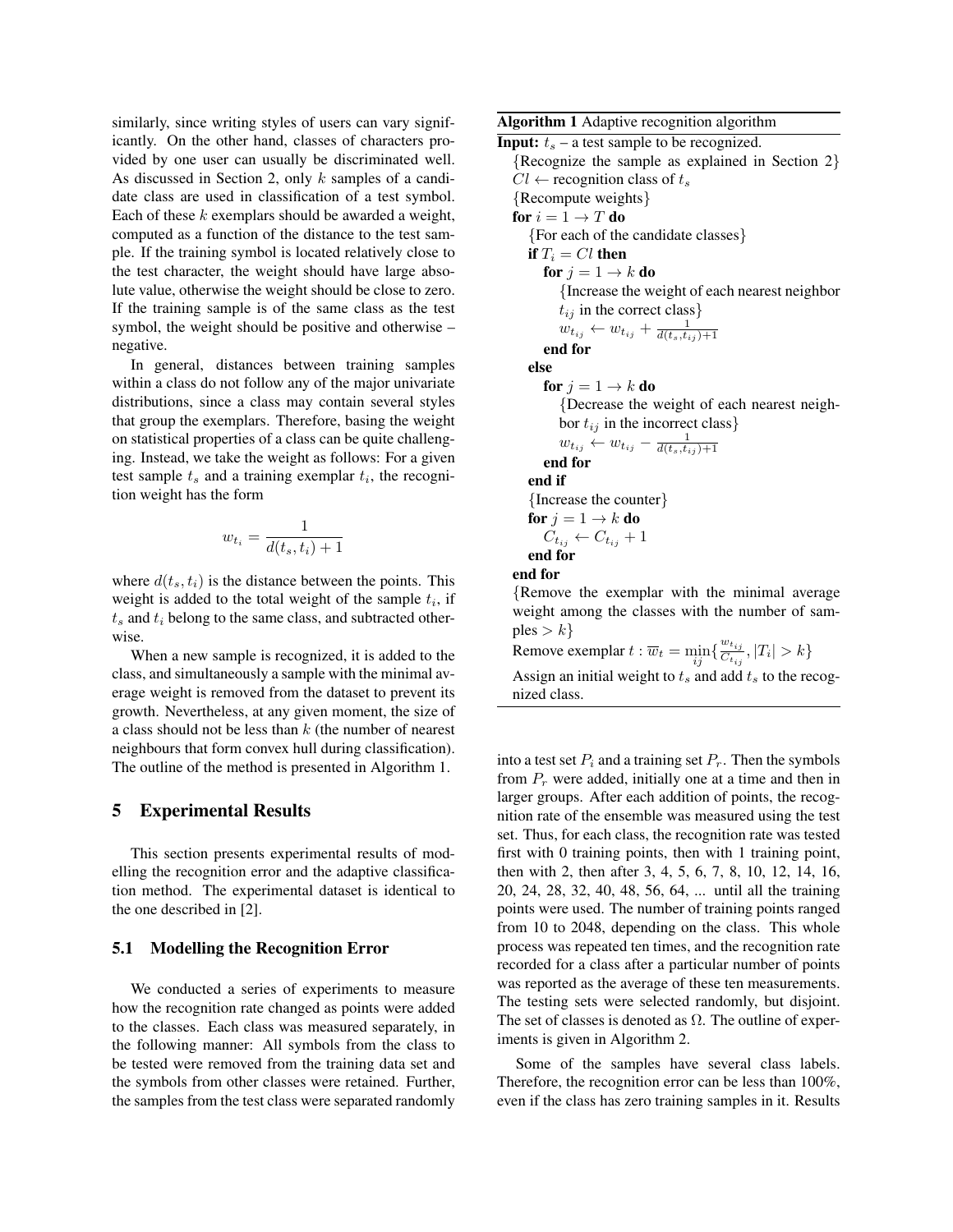similarly, since writing styles of users can vary significantly. On the other hand, classes of characters provided by one user can usually be discriminated well. As discussed in Section 2, only $k$ samples of a candidate class are used in classification of a test symbol. Each of these $k$ exemplars should be awarded a weight, computed as a function of the distance to the test sample. If the training symbol is located relatively close to the test character, the weight should have large absolute value, otherwise the weight should be close to zero. If the training sample is of the same class as the test symbol, the weight should be positive and otherwise – negative.

In general, distances between training samples within a class do not follow any of the major univariate distributions, since a class may contain several styles that group the exemplars. Therefore, basing the weight on statistical properties of a class can be quite challenging. Instead, we take the weight as follows: For a given test sample $t_s$ and a training exemplar $t_i$, the recognition weight has the form

$$w_{t_i} = \frac{1}{d(t_s, t_i) + 1}$$

where $d(t_s, t_i)$ is the distance between the points. This weight is added to the total weight of the sample $t_i$, if $t_s$ and $t_i$ belong to the same class, and subtracted otherwise.

When a new sample is recognized, it is added to the class, and simultaneously a sample with the minimal average weight is removed from the dataset to prevent its growth. Nevertheless, at any given moment, the size of a class should not be less than $k$ (the number of nearest neighbours that form convex hull during classification). The outline of the method is presented in Algorithm 1.

**Algorithm 1** Adaptive recognition algorithm

```
Input: t_s – a test sample to be recognized.
  {Recognize the sample as explained in Section 2}
  Cl ← recognition class of t_s
  {Recompute weights}
  for i = 1 → T do
    {For each of the candidate classes}
    if T_i = Cl then
      for j = 1 → k do
        {Increase the weight of each nearest neighbor t_ij in the correct class}
        w_{t_ij} ← w_{t_ij} + 1/(d(t_s, t_ij) + 1)
      end for
    else
      for j = 1 → k do
        {Decrease the weight of each nearest neighbor t_ij in the incorrect class}
        w_{t_ij} ← w_{t_ij} − 1/(d(t_s, t_ij) + 1)
      end for
    end if
    {Increase the counter}
    for j = 1 → k do
      C_{t_ij} ← C_{t_ij} + 1
    end for
  end for
  {Remove the exemplar with the minimal average weight among the classes with the number of samples > k}
  Remove exemplar t : w̄_t = min_ij { w_{t_ij} / C_{t_ij}, |T_i| > k }
  Assign an initial weight to t_s and add t_s to the recognized class.
```

Where the weight updates are $w_{t_{ij}} \leftarrow w_{t_{ij}} + \frac{1}{d(t_s, t_{ij})+1}$ and $w_{t_{ij}} \leftarrow w_{t_{ij}} - \frac{1}{d(t_s, t_{ij})+1}$, and the removal criterion is $\overline{w}_t = \min_{ij} \{ \frac{w_{t_{ij}}}{C_{t_{ij}}}, |T_i| > k \}$.

## 5 Experimental Results

This section presents experimental results of modelling the recognition error and the adaptive classification method. The experimental dataset is identical to the one described in [2].

### 5.1 Modelling the Recognition Error

We conducted a series of experiments to measure how the recognition rate changed as points were added to the classes. Each class was measured separately, in the following manner: All symbols from the class to be tested were removed from the training data set and the symbols from other classes were retained. Further, the samples from the test class were separated randomly into a test set $P_t$ and a training set $P_r$. Then the symbols from $P_r$ were added, initially one at a time and then in larger groups. After each addition of points, the recognition rate of the ensemble was measured using the test set. Thus, for each class, the recognition rate was tested first with 0 training points, then with 1 training point, then with 2, then after 3, 4, 5, 6, 7, 8, 10, 12, 14, 16, 20, 24, 28, 32, 40, 48, 56, 64, ... until all the training points were used. The number of training points ranged from 10 to 2048, depending on the class. This whole process was repeated ten times, and the recognition rate recorded for a class after a particular number of points was reported as the average of these ten measurements. The testing sets were selected randomly, but disjoint. The set of classes is denoted as $\Omega$. The outline of experiments is given in Algorithm 2.

Some of the samples have several class labels. Therefore, the recognition error can be less than 100%, even if the class has zero training samples in it. Results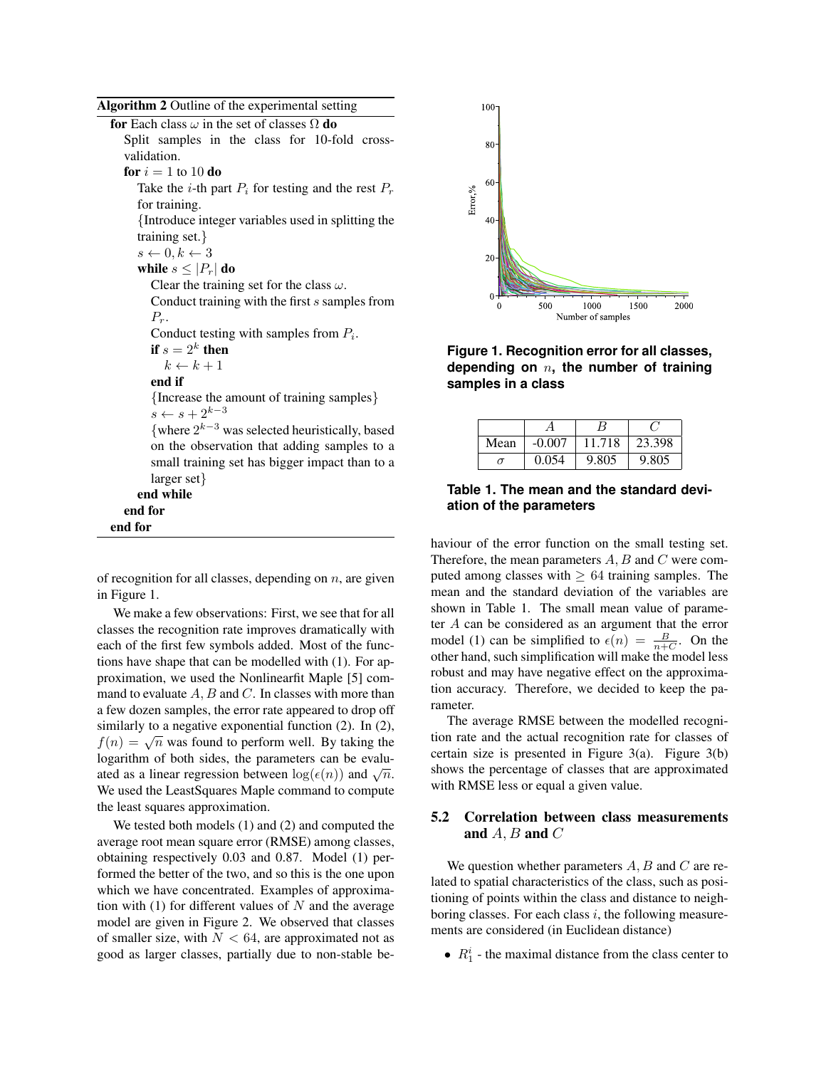**Algorithm 2** Outline of the experimental setting

```
for Each class ω in the set of classes Ω do
  Split samples in the class for 10-fold cross-validation.
  for i = 1 to 10 do
    Take the i-th part P_i for testing and the rest P_r for training.
    {Introduce integer variables used in splitting the training set.}
    s ← 0, k ← 3
    while s ≤ |P_r| do
      Clear the training set for the class ω.
      Conduct training with the first s samples from P_r.
      Conduct testing with samples from P_i.
      if s = 2^k then
        k ← k + 1
      end if
      {Increase the amount of training samples}
      s ← s + 2^(k-3)
      {where 2^(k-3) was selected heuristically, based on the observation that adding samples to a small training set has bigger impact than to a larger set}
    end while
  end for
end for
```

of recognition for all classes, depending on $n$, are given in Figure 1.

We make a few observations: First, we see that for all classes the recognition rate improves dramatically with each of the first few symbols added. Most of the functions have shape that can be modelled with (1). For approximation, we used the Nonlinearfit Maple [5] command to evaluate $A, B$ and $C$. In classes with more than a few dozen samples, the error rate appeared to drop off similarly to a negative exponential function (2). In (2), $f(n) = \sqrt{n}$ was found to perform well. By taking the logarithm of both sides, the parameters can be evaluated as a linear regression between $\log(\epsilon(n))$ and $\sqrt{n}$. We used the LeastSquares Maple command to compute the least squares approximation.

We tested both models (1) and (2) and computed the average root mean square error (RMSE) among classes, obtaining respectively 0.03 and 0.87. Model (1) performed the better of the two, and so this is the one upon which we have concentrated. Examples of approximation with (1) for different values of $N$ and the average model are given in Figure 2. We observed that classes of smaller size, with $N < 64$, are approximated not as good as larger classes, partially due to non-stable behaviour of the error function on the small testing set. Therefore, the mean parameters $A, B$ and $C$ were computed among classes with $\geq 64$ training samples. The mean and the standard deviation of the variables are shown in Table 1. The small mean value of parameter $A$ can be considered as an argument that the error model (1) can be simplified to $\epsilon(n) = \frac{B}{n+C}$. On the other hand, such simplification will make the model less robust and may have negative effect on the approximation accuracy. Therefore, we decided to keep the parameter.

**Figure 1. Recognition error for all classes, depending on $n$, the number of training samples in a class**

| | $A$ | $B$ | $C$ |
|---|---|---|---|
| Mean | -0.007 | 11.718 | 23.398 |
| $\sigma$ | 0.054 | 9.805 | 9.805 |

**Table 1. The mean and the standard deviation of the parameters**

The average RMSE between the modelled recognition rate and the actual recognition rate for classes of certain size is presented in Figure 3(a). Figure 3(b) shows the percentage of classes that are approximated with RMSE less or equal a given value.

## 5.2 Correlation between class measurements and $A, B$ and $C$

We question whether parameters $A, B$ and $C$ are related to spatial characteristics of the class, such as positioning of points within the class and distance to neighboring classes. For each class $i$, the following measurements are considered (in Euclidean distance)

- $R_1^i$ - the maximal distance from the class center to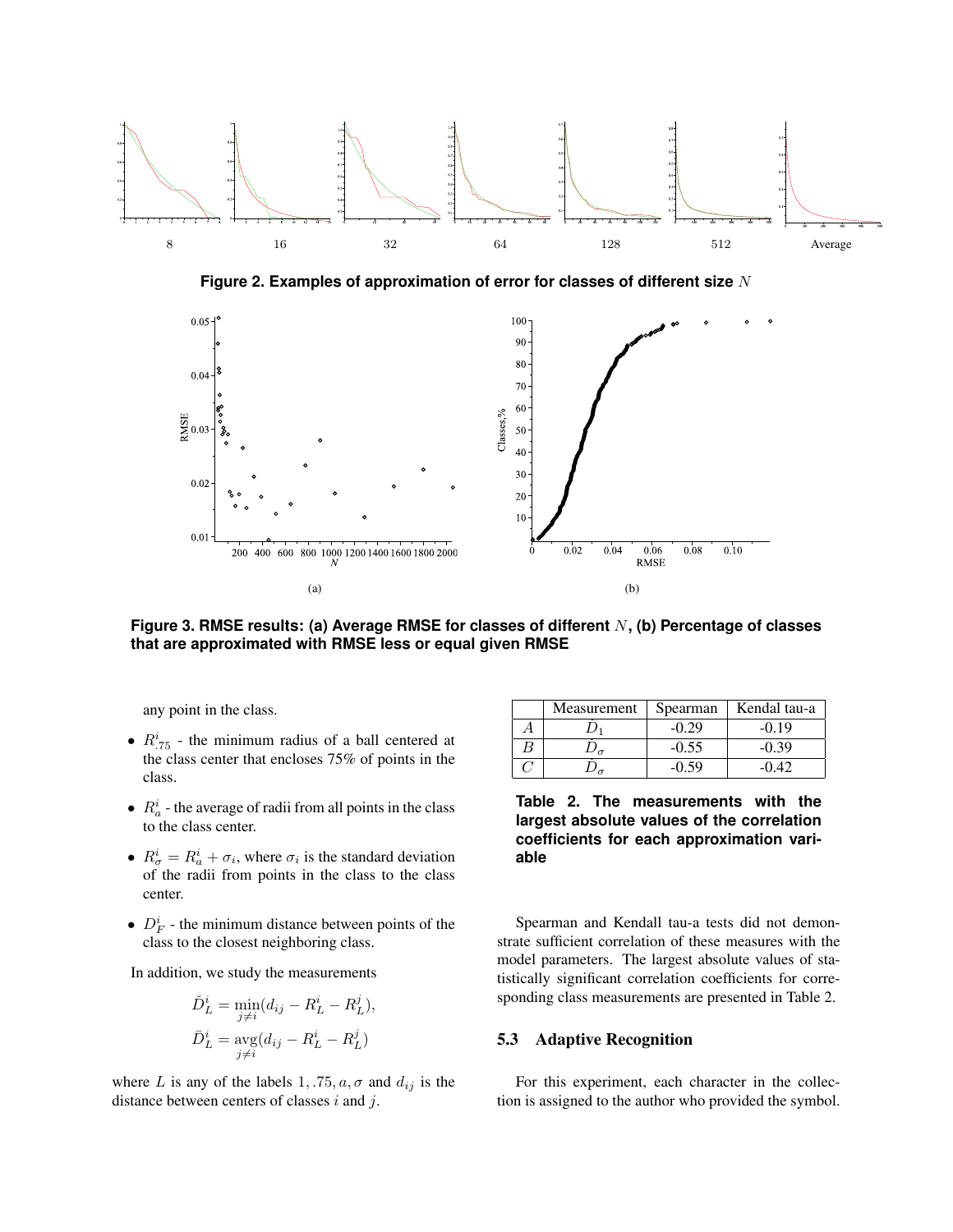8 16 32 64 128 512 Average

**Figure 2. Examples of approximation of error for classes of different size $N$**

(a) (b)

**Figure 3. RMSE results: (a) Average RMSE for classes of different $N$, (b) Percentage of classes that are approximated with RMSE less or equal given RMSE**

any point in the class.

- $R^i_{.75}$ - the minimum radius of a ball centered at the class center that encloses 75% of points in the class.
- $R^i_a$ - the average of radii from all points in the class to the class center.
- $R^i_\sigma = R^i_a + \sigma_i$, where $\sigma_i$ is the standard deviation of the radii from points in the class to the class center.
- $D^i_F$ - the minimum distance between points of the class to the closest neighboring class.

In addition, we study the measurements

$$\check{D}^i_L = \min_{j \neq i}(d_{ij} - R^i_L - R^j_L),$$
$$\bar{D}^i_L = \operatorname{avg}_{j \neq i}(d_{ij} - R^i_L - R^j_L)$$

where $L$ is any of the labels $1, .75, a, \sigma$ and $d_{ij}$ is the distance between centers of classes $i$ and $j$.

|  | Measurement | Spearman | Kendal tau-a |
|---|---|---|---|
| $A$ | $\check{D}_1$ | -0.29 | -0.19 |
| $B$ | $\check{D}_\sigma$ | -0.55 | -0.39 |
| $C$ | $\bar{D}_\sigma$ | -0.59 | -0.42 |

**Table 2. The measurements with the largest absolute values of the correlation coefficients for each approximation variable**

Spearman and Kendall tau-a tests did not demonstrate sufficient correlation of these measures with the model parameters. The largest absolute values of statistically significant correlation coefficients for corresponding class measurements are presented in Table 2.

### 5.3 Adaptive Recognition

For this experiment, each character in the collection is assigned to the author who provided the symbol.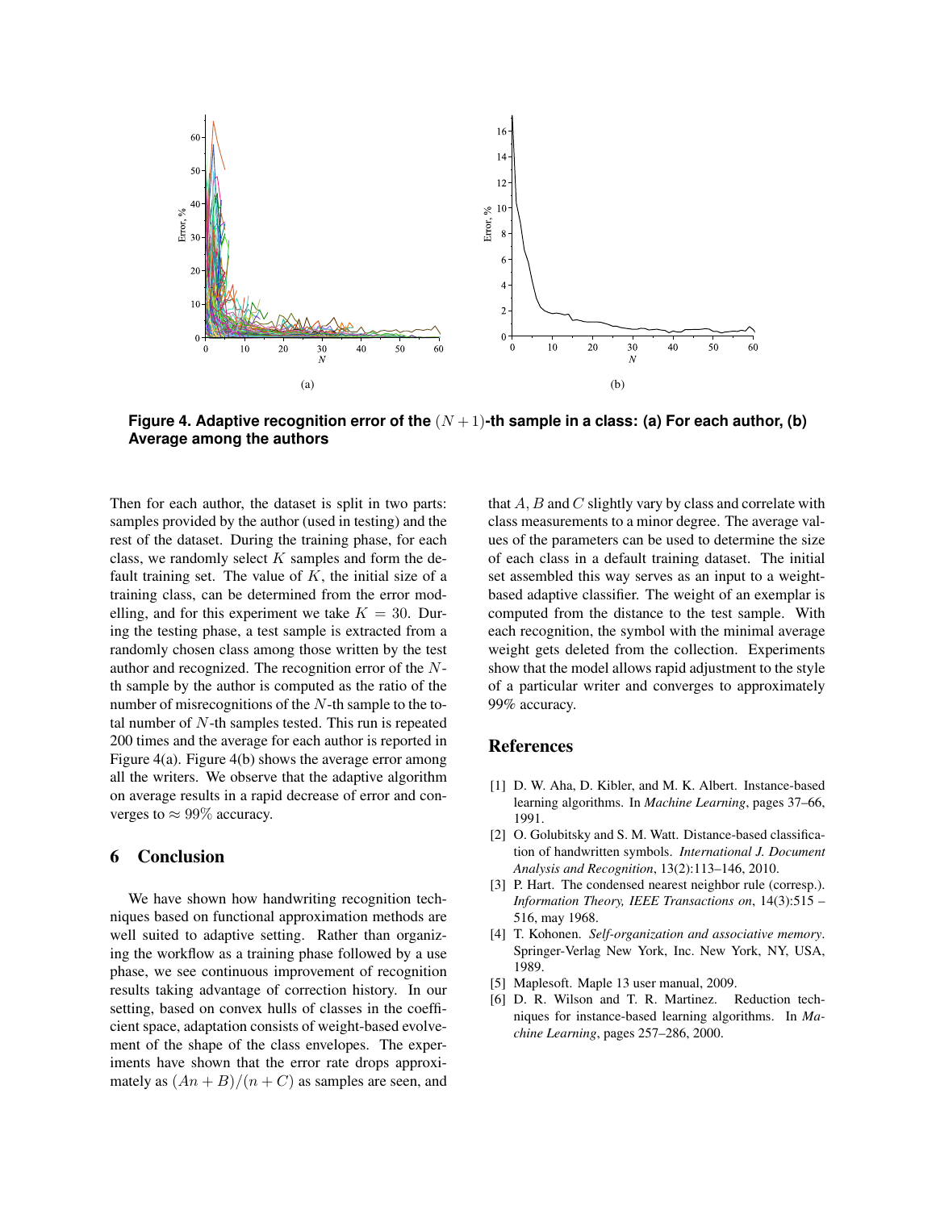60
50
40
30
20
10
0
Error, %
0 10 20 30 40 50 60
N

(a)

16
14
12
10
8
6
4
2
0
Error, %
0 10 20 30 40 50 60
N

(b)

**Figure 4. Adaptive recognition error of the $(N+1)$-th sample in a class: (a) For each author, (b) Average among the authors**

Then for each author, the dataset is split in two parts: samples provided by the author (used in testing) and the rest of the dataset. During the training phase, for each class, we randomly select $K$ samples and form the default training set. The value of $K$, the initial size of a training class, can be determined from the error modelling, and for this experiment we take $K = 30$. During the testing phase, a test sample is extracted from a randomly chosen class among those written by the test author and recognized. The recognition error of the $N$-th sample by the author is computed as the ratio of the number of misrecognitions of the $N$-th sample to the total number of $N$-th samples tested. This run is repeated 200 times and the average for each author is reported in Figure 4(a). Figure 4(b) shows the average error among all the writers. We observe that the adaptive algorithm on average results in a rapid decrease of error and converges to $\approx 99\%$ accuracy.

## 6 Conclusion

We have shown how handwriting recognition techniques based on functional approximation methods are well suited to adaptive setting. Rather than organizing the workflow as a training phase followed by a use phase, we see continuous improvement of recognition results taking advantage of correction history. In our setting, based on convex hulls of classes in the coefficient space, adaptation consists of weight-based evolvement of the shape of the class envelopes. The experiments have shown that the error rate drops approximately as $(An + B)/(n + C)$ as samples are seen, and that $A$, $B$ and $C$ slightly vary by class and correlate with class measurements to a minor degree. The average values of the parameters can be used to determine the size of each class in a default training dataset. The initial set assembled this way serves as an input to a weight-based adaptive classifier. The weight of an exemplar is computed from the distance to the test sample. With each recognition, the symbol with the minimal average weight gets deleted from the collection. Experiments show that the model allows rapid adjustment to the style of a particular writer and converges to approximately 99% accuracy.

## References

[1] D. W. Aha, D. Kibler, and M. K. Albert. Instance-based learning algorithms. In *Machine Learning*, pages 37–66, 1991.

[2] O. Golubitsky and S. M. Watt. Distance-based classification of handwritten symbols. *International J. Document Analysis and Recognition*, 13(2):113–146, 2010.

[3] P. Hart. The condensed nearest neighbor rule (corresp.). *Information Theory, IEEE Transactions on*, 14(3):515 – 516, may 1968.

[4] T. Kohonen. *Self-organization and associative memory*. Springer-Verlag New York, Inc. New York, NY, USA, 1989.

[5] Maplesoft. Maple 13 user manual, 2009.

[6] D. R. Wilson and T. R. Martinez. Reduction techniques for instance-based learning algorithms. In *Machine Learning*, pages 257–286, 2000.